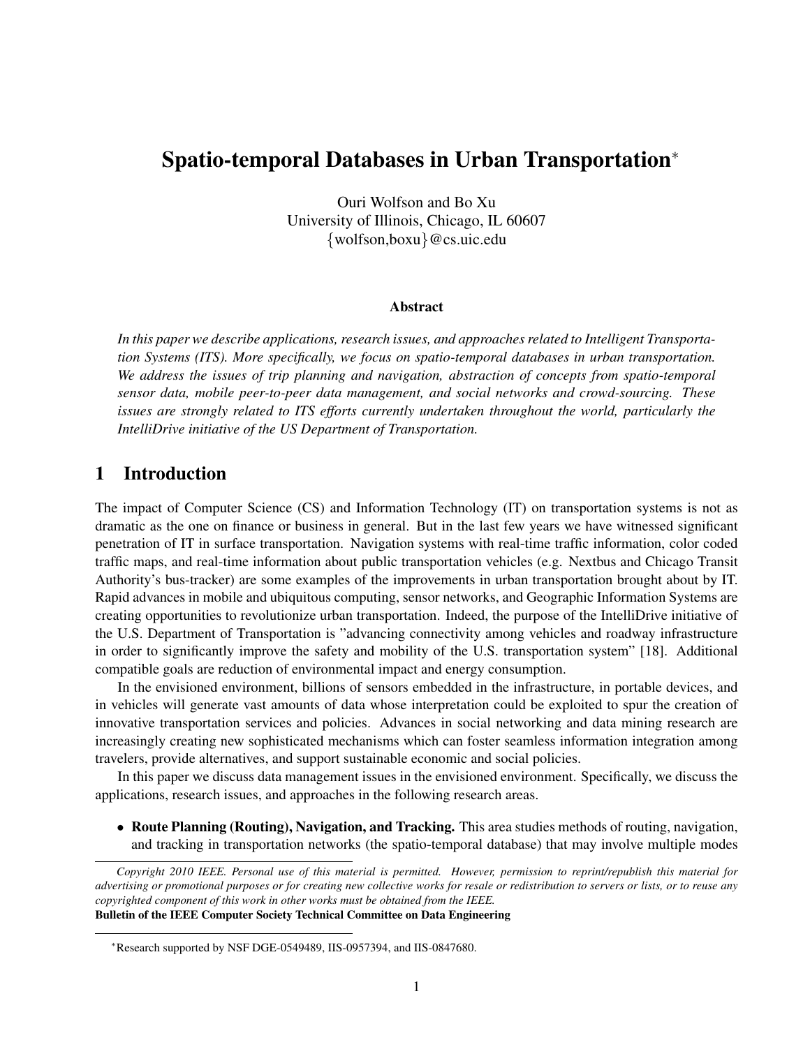# Spatio-temporal Databases in Urban Transportation*

Ouri Wolfson and Bo Xu
University of Illinois, Chicago, IL 60607
{wolfson,boxu}@cs.uic.edu

### Abstract

*In this paper we describe applications, research issues, and approaches related to Intelligent Transportation Systems (ITS). More specifically, we focus on spatio-temporal databases in urban transportation. We address the issues of trip planning and navigation, abstraction of concepts from spatio-temporal sensor data, mobile peer-to-peer data management, and social networks and crowd-sourcing. These issues are strongly related to ITS efforts currently undertaken throughout the world, particularly the IntelliDrive initiative of the US Department of Transportation.*

## 1 Introduction

The impact of Computer Science (CS) and Information Technology (IT) on transportation systems is not as dramatic as the one on finance or business in general. But in the last few years we have witnessed significant penetration of IT in surface transportation. Navigation systems with real-time traffic information, color coded traffic maps, and real-time information about public transportation vehicles (e.g. Nextbus and Chicago Transit Authority's bus-tracker) are some examples of the improvements in urban transportation brought about by IT. Rapid advances in mobile and ubiquitous computing, sensor networks, and Geographic Information Systems are creating opportunities to revolutionize urban transportation. Indeed, the purpose of the IntelliDrive initiative of the U.S. Department of Transportation is "advancing connectivity among vehicles and roadway infrastructure in order to significantly improve the safety and mobility of the U.S. transportation system" [18]. Additional compatible goals are reduction of environmental impact and energy consumption.

In the envisioned environment, billions of sensors embedded in the infrastructure, in portable devices, and in vehicles will generate vast amounts of data whose interpretation could be exploited to spur the creation of innovative transportation services and policies. Advances in social networking and data mining research are increasingly creating new sophisticated mechanisms which can foster seamless information integration among travelers, provide alternatives, and support sustainable economic and social policies.

In this paper we discuss data management issues in the envisioned environment. Specifically, we discuss the applications, research issues, and approaches in the following research areas.

- **Route Planning (Routing), Navigation, and Tracking.** This area studies methods of routing, navigation, and tracking in transportation networks (the spatio-temporal database) that may involve multiple modes

*Copyright 2010 IEEE. Personal use of this material is permitted. However, permission to reprint/republish this material for advertising or promotional purposes or for creating new collective works for resale or redistribution to servers or lists, or to reuse any copyrighted component of this work in other works must be obtained from the IEEE.*
**Bulletin of the IEEE Computer Society Technical Committee on Data Engineering**

*Research supported by NSF DGE-0549489, IIS-0957394, and IIS-0847680.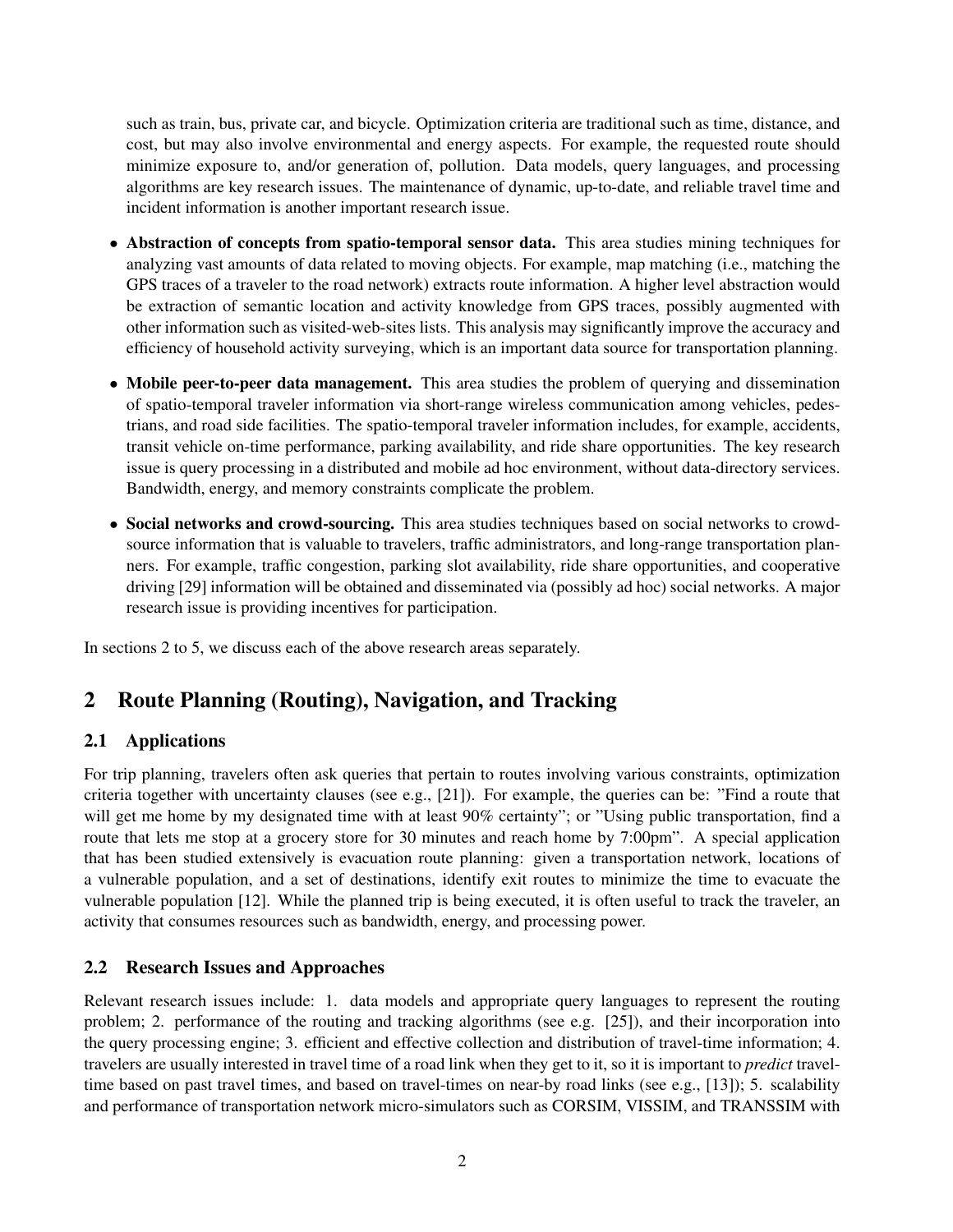such as train, bus, private car, and bicycle. Optimization criteria are traditional such as time, distance, and cost, but may also involve environmental and energy aspects. For example, the requested route should minimize exposure to, and/or generation of, pollution. Data models, query languages, and processing algorithms are key research issues. The maintenance of dynamic, up-to-date, and reliable travel time and incident information is another important research issue.

- **Abstraction of concepts from spatio-temporal sensor data.** This area studies mining techniques for analyzing vast amounts of data related to moving objects. For example, map matching (i.e., matching the GPS traces of a traveler to the road network) extracts route information. A higher level abstraction would be extraction of semantic location and activity knowledge from GPS traces, possibly augmented with other information such as visited-web-sites lists. This analysis may significantly improve the accuracy and efficiency of household activity surveying, which is an important data source for transportation planning.
- **Mobile peer-to-peer data management.** This area studies the problem of querying and dissemination of spatio-temporal traveler information via short-range wireless communication among vehicles, pedestrians, and road side facilities. The spatio-temporal traveler information includes, for example, accidents, transit vehicle on-time performance, parking availability, and ride share opportunities. The key research issue is query processing in a distributed and mobile ad hoc environment, without data-directory services. Bandwidth, energy, and memory constraints complicate the problem.
- **Social networks and crowd-sourcing.** This area studies techniques based on social networks to crowd-source information that is valuable to travelers, traffic administrators, and long-range transportation planners. For example, traffic congestion, parking slot availability, ride share opportunities, and cooperative driving [29] information will be obtained and disseminated via (possibly ad hoc) social networks. A major research issue is providing incentives for participation.

In sections 2 to 5, we discuss each of the above research areas separately.

## 2 Route Planning (Routing), Navigation, and Tracking

### 2.1 Applications

For trip planning, travelers often ask queries that pertain to routes involving various constraints, optimization criteria together with uncertainty clauses (see e.g., [21]). For example, the queries can be: "Find a route that will get me home by my designated time with at least 90% certainty"; or "Using public transportation, find a route that lets me stop at a grocery store for 30 minutes and reach home by 7:00pm". A special application that has been studied extensively is evacuation route planning: given a transportation network, locations of a vulnerable population, and a set of destinations, identify exit routes to minimize the time to evacuate the vulnerable population [12]. While the planned trip is being executed, it is often useful to track the traveler, an activity that consumes resources such as bandwidth, energy, and processing power.

### 2.2 Research Issues and Approaches

Relevant research issues include: 1. data models and appropriate query languages to represent the routing problem; 2. performance of the routing and tracking algorithms (see e.g. [25]), and their incorporation into the query processing engine; 3. efficient and effective collection and distribution of travel-time information; 4. travelers are usually interested in travel time of a road link when they get to it, so it is important to *predict* travel-time based on past travel times, and based on travel-times on near-by road links (see e.g., [13]); 5. scalability and performance of transportation network micro-simulators such as CORSIM, VISSIM, and TRANSSIM with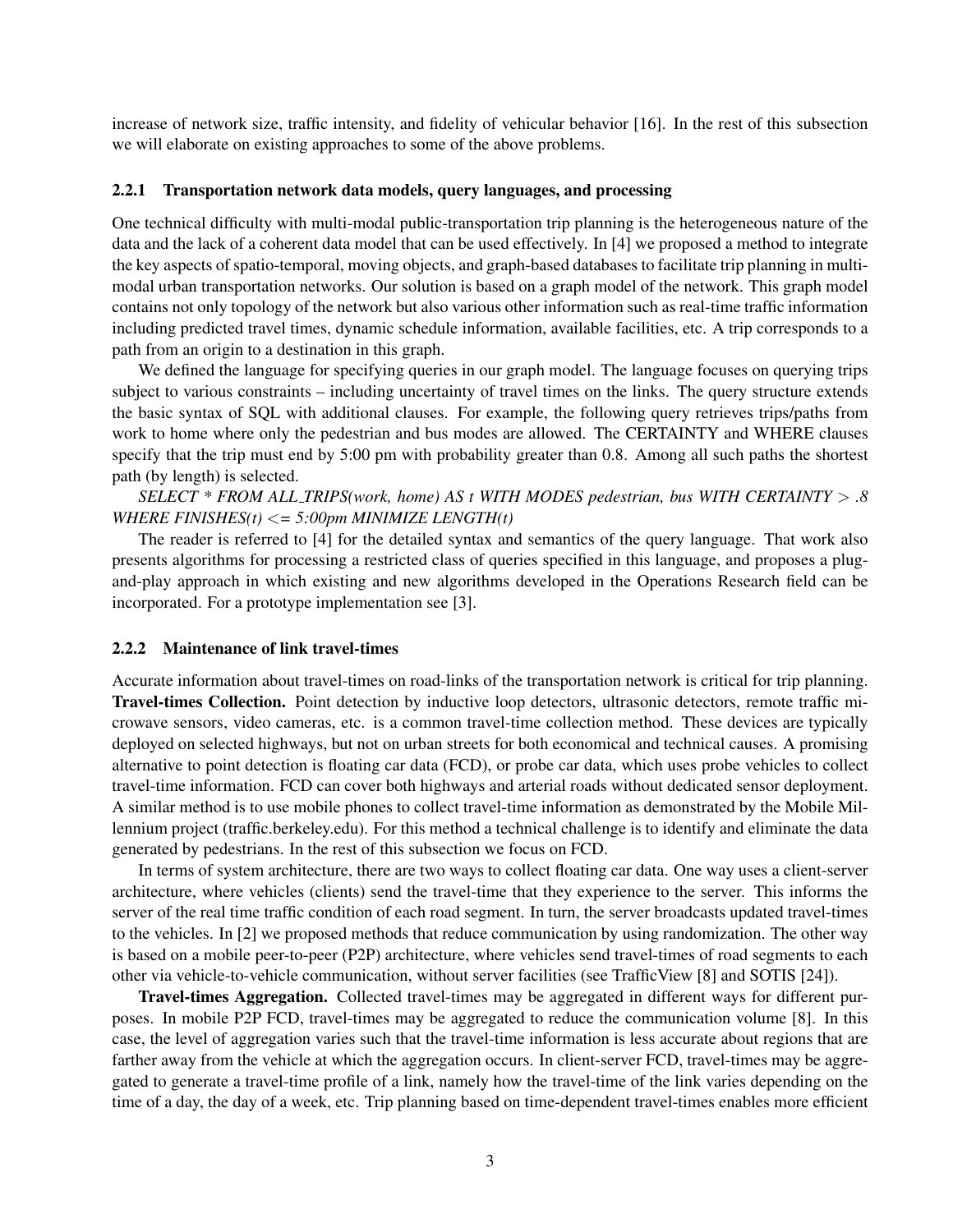increase of network size, traffic intensity, and fidelity of vehicular behavior [16]. In the rest of this subsection we will elaborate on existing approaches to some of the above problems.

### 2.2.1 Transportation network data models, query languages, and processing

One technical difficulty with multi-modal public-transportation trip planning is the heterogeneous nature of the data and the lack of a coherent data model that can be used effectively. In [4] we proposed a method to integrate the key aspects of spatio-temporal, moving objects, and graph-based databases to facilitate trip planning in multi-modal urban transportation networks. Our solution is based on a graph model of the network. This graph model contains not only topology of the network but also various other information such as real-time traffic information including predicted travel times, dynamic schedule information, available facilities, etc. A trip corresponds to a path from an origin to a destination in this graph.

We defined the language for specifying queries in our graph model. The language focuses on querying trips subject to various constraints – including uncertainty of travel times on the links. The query structure extends the basic syntax of SQL with additional clauses. For example, the following query retrieves trips/paths from work to home where only the pedestrian and bus modes are allowed. The CERTAINTY and WHERE clauses specify that the trip must end by 5:00 pm with probability greater than 0.8. Among all such paths the shortest path (by length) is selected.

*SELECT * FROM ALL_TRIPS(work, home) AS t WITH MODES pedestrian, bus WITH CERTAINTY > .8 WHERE FINISHES(t) <= 5:00pm MINIMIZE LENGTH(t)*

The reader is referred to [4] for the detailed syntax and semantics of the query language. That work also presents algorithms for processing a restricted class of queries specified in this language, and proposes a plug-and-play approach in which existing and new algorithms developed in the Operations Research field can be incorporated. For a prototype implementation see [3].

### 2.2.2 Maintenance of link travel-times

Accurate information about travel-times on road-links of the transportation network is critical for trip planning. **Travel-times Collection.** Point detection by inductive loop detectors, ultrasonic detectors, remote traffic microwave sensors, video cameras, etc. is a common travel-time collection method. These devices are typically deployed on selected highways, but not on urban streets for both economical and technical causes. A promising alternative to point detection is floating car data (FCD), or probe car data, which uses probe vehicles to collect travel-time information. FCD can cover both highways and arterial roads without dedicated sensor deployment. A similar method is to use mobile phones to collect travel-time information as demonstrated by the Mobile Millennium project (traffic.berkeley.edu). For this method a technical challenge is to identify and eliminate the data generated by pedestrians. In the rest of this subsection we focus on FCD.

In terms of system architecture, there are two ways to collect floating car data. One way uses a client-server architecture, where vehicles (clients) send the travel-time that they experience to the server. This informs the server of the real time traffic condition of each road segment. In turn, the server broadcasts updated travel-times to the vehicles. In [2] we proposed methods that reduce communication by using randomization. The other way is based on a mobile peer-to-peer (P2P) architecture, where vehicles send travel-times of road segments to each other via vehicle-to-vehicle communication, without server facilities (see TrafficView [8] and SOTIS [24]).

**Travel-times Aggregation.** Collected travel-times may be aggregated in different ways for different purposes. In mobile P2P FCD, travel-times may be aggregated to reduce the communication volume [8]. In this case, the level of aggregation varies such that the travel-time information is less accurate about regions that are farther away from the vehicle at which the aggregation occurs. In client-server FCD, travel-times may be aggregated to generate a travel-time profile of a link, namely how the travel-time of the link varies depending on the time of a day, the day of a week, etc. Trip planning based on time-dependent travel-times enables more efficient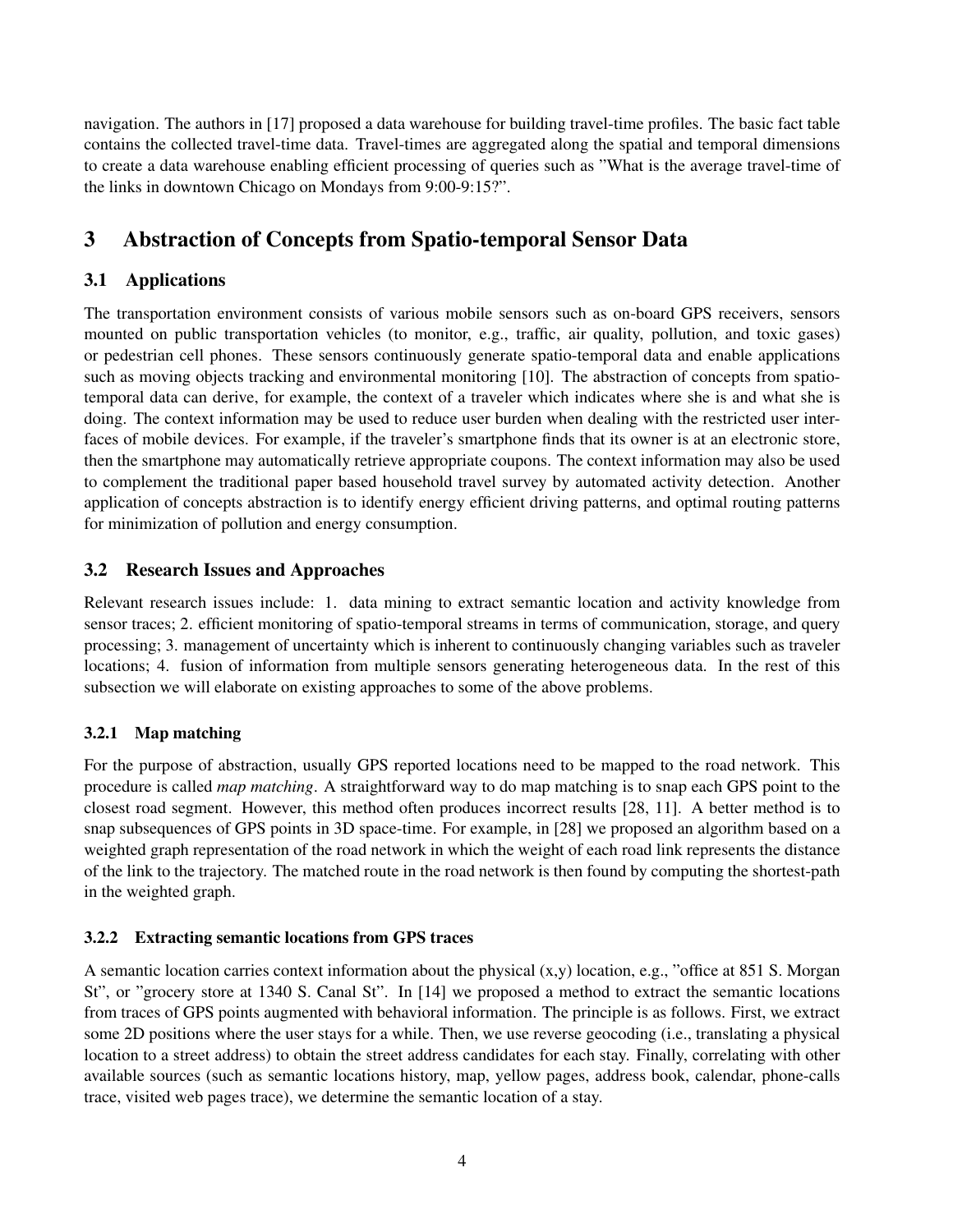navigation. The authors in [17] proposed a data warehouse for building travel-time profiles. The basic fact table contains the collected travel-time data. Travel-times are aggregated along the spatial and temporal dimensions to create a data warehouse enabling efficient processing of queries such as "What is the average travel-time of the links in downtown Chicago on Mondays from 9:00-9:15?".

## 3 Abstraction of Concepts from Spatio-temporal Sensor Data

### 3.1 Applications

The transportation environment consists of various mobile sensors such as on-board GPS receivers, sensors mounted on public transportation vehicles (to monitor, e.g., traffic, air quality, pollution, and toxic gases) or pedestrian cell phones. These sensors continuously generate spatio-temporal data and enable applications such as moving objects tracking and environmental monitoring [10]. The abstraction of concepts from spatio-temporal data can derive, for example, the context of a traveler which indicates where she is and what she is doing. The context information may be used to reduce user burden when dealing with the restricted user interfaces of mobile devices. For example, if the traveler's smartphone finds that its owner is at an electronic store, then the smartphone may automatically retrieve appropriate coupons. The context information may also be used to complement the traditional paper based household travel survey by automated activity detection. Another application of concepts abstraction is to identify energy efficient driving patterns, and optimal routing patterns for minimization of pollution and energy consumption.

### 3.2 Research Issues and Approaches

Relevant research issues include: 1. data mining to extract semantic location and activity knowledge from sensor traces; 2. efficient monitoring of spatio-temporal streams in terms of communication, storage, and query processing; 3. management of uncertainty which is inherent to continuously changing variables such as traveler locations; 4. fusion of information from multiple sensors generating heterogeneous data. In the rest of this subsection we will elaborate on existing approaches to some of the above problems.

#### 3.2.1 Map matching

For the purpose of abstraction, usually GPS reported locations need to be mapped to the road network. This procedure is called *map matching*. A straightforward way to do map matching is to snap each GPS point to the closest road segment. However, this method often produces incorrect results [28, 11]. A better method is to snap subsequences of GPS points in 3D space-time. For example, in [28] we proposed an algorithm based on a weighted graph representation of the road network in which the weight of each road link represents the distance of the link to the trajectory. The matched route in the road network is then found by computing the shortest-path in the weighted graph.

#### 3.2.2 Extracting semantic locations from GPS traces

A semantic location carries context information about the physical (x,y) location, e.g., "office at 851 S. Morgan St", or "grocery store at 1340 S. Canal St". In [14] we proposed a method to extract the semantic locations from traces of GPS points augmented with behavioral information. The principle is as follows. First, we extract some 2D positions where the user stays for a while. Then, we use reverse geocoding (i.e., translating a physical location to a street address) to obtain the street address candidates for each stay. Finally, correlating with other available sources (such as semantic locations history, map, yellow pages, address book, calendar, phone-calls trace, visited web pages trace), we determine the semantic location of a stay.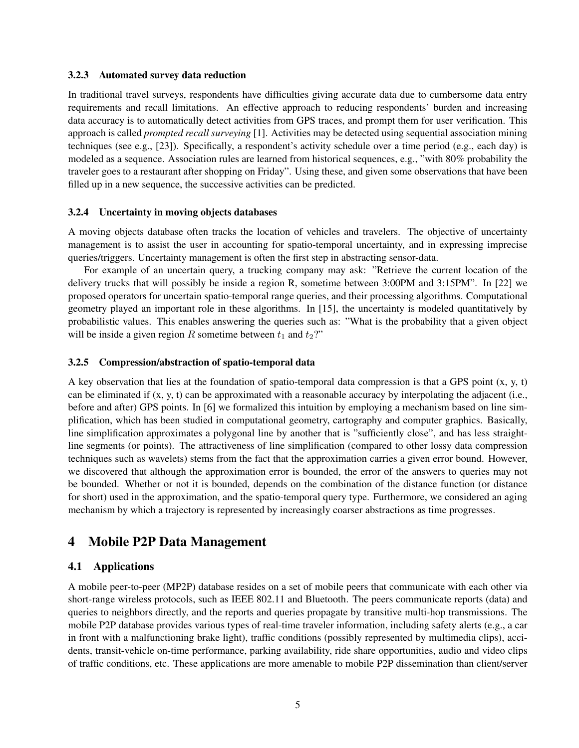#### 3.2.3 Automated survey data reduction

In traditional travel surveys, respondents have difficulties giving accurate data due to cumbersome data entry requirements and recall limitations. An effective approach to reducing respondents' burden and increasing data accuracy is to automatically detect activities from GPS traces, and prompt them for user verification. This approach is called *prompted recall surveying* [1]. Activities may be detected using sequential association mining techniques (see e.g., [23]). Specifically, a respondent's activity schedule over a time period (e.g., each day) is modeled as a sequence. Association rules are learned from historical sequences, e.g., "with 80% probability the traveler goes to a restaurant after shopping on Friday". Using these, and given some observations that have been filled up in a new sequence, the successive activities can be predicted.

#### 3.2.4 Uncertainty in moving objects databases

A moving objects database often tracks the location of vehicles and travelers. The objective of uncertainty management is to assist the user in accounting for spatio-temporal uncertainty, and in expressing imprecise queries/triggers. Uncertainty management is often the first step in abstracting sensor-data.

For example of an uncertain query, a trucking company may ask: "Retrieve the current location of the delivery trucks that will possibly be inside a region R, sometime between 3:00PM and 3:15PM". In [22] we proposed operators for uncertain spatio-temporal range queries, and their processing algorithms. Computational geometry played an important role in these algorithms. In [15], the uncertainty is modeled quantitatively by probabilistic values. This enables answering the queries such as: "What is the probability that a given object will be inside a given region $R$ sometime between $t_1$ and $t_2$?"

#### 3.2.5 Compression/abstraction of spatio-temporal data

A key observation that lies at the foundation of spatio-temporal data compression is that a GPS point (x, y, t) can be eliminated if (x, y, t) can be approximated with a reasonable accuracy by interpolating the adjacent (i.e., before and after) GPS points. In [6] we formalized this intuition by employing a mechanism based on line simplification, which has been studied in computational geometry, cartography and computer graphics. Basically, line simplification approximates a polygonal line by another that is "sufficiently close", and has less straight-line segments (or points). The attractiveness of line simplification (compared to other lossy data compression techniques such as wavelets) stems from the fact that the approximation carries a given error bound. However, we discovered that although the approximation error is bounded, the error of the answers to queries may not be bounded. Whether or not it is bounded, depends on the combination of the distance function (or distance for short) used in the approximation, and the spatio-temporal query type. Furthermore, we considered an aging mechanism by which a trajectory is represented by increasingly coarser abstractions as time progresses.

## 4 Mobile P2P Data Management

### 4.1 Applications

A mobile peer-to-peer (MP2P) database resides on a set of mobile peers that communicate with each other via short-range wireless protocols, such as IEEE 802.11 and Bluetooth. The peers communicate reports (data) and queries to neighbors directly, and the reports and queries propagate by transitive multi-hop transmissions. The mobile P2P database provides various types of real-time traveler information, including safety alerts (e.g., a car in front with a malfunctioning brake light), traffic conditions (possibly represented by multimedia clips), accidents, transit-vehicle on-time performance, parking availability, ride share opportunities, audio and video clips of traffic conditions, etc. These applications are more amenable to mobile P2P dissemination than client/server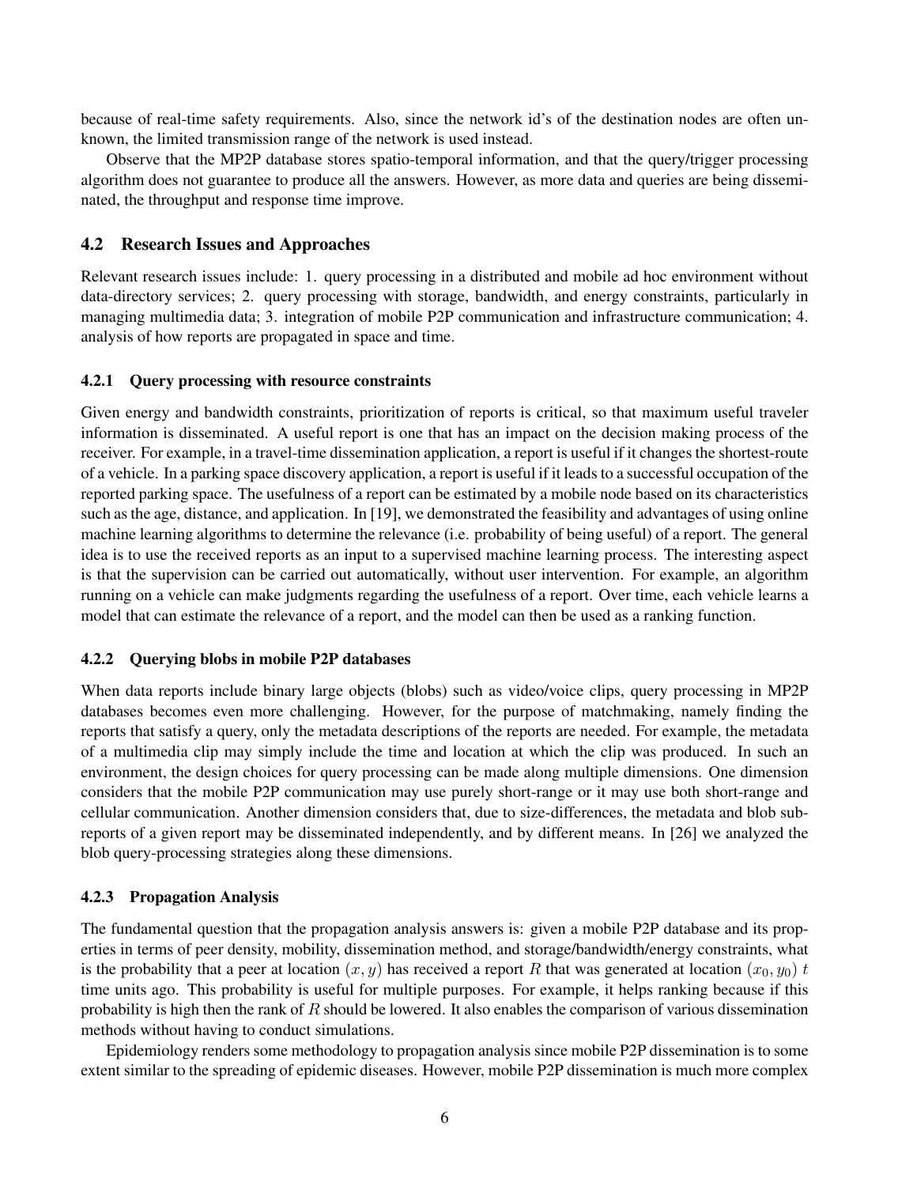because of real-time safety requirements. Also, since the network id's of the destination nodes are often unknown, the limited transmission range of the network is used instead.

Observe that the MP2P database stores spatio-temporal information, and that the query/trigger processing algorithm does not guarantee to produce all the answers. However, as more data and queries are being disseminated, the throughput and response time improve.

## 4.2 Research Issues and Approaches

Relevant research issues include: 1. query processing in a distributed and mobile ad hoc environment without data-directory services; 2. query processing with storage, bandwidth, and energy constraints, particularly in managing multimedia data; 3. integration of mobile P2P communication and infrastructure communication; 4. analysis of how reports are propagated in space and time.

### 4.2.1 Query processing with resource constraints

Given energy and bandwidth constraints, prioritization of reports is critical, so that maximum useful traveler information is disseminated. A useful report is one that has an impact on the decision making process of the receiver. For example, in a travel-time dissemination application, a report is useful if it changes the shortest-route of a vehicle. In a parking space discovery application, a report is useful if it leads to a successful occupation of the reported parking space. The usefulness of a report can be estimated by a mobile node based on its characteristics such as the age, distance, and application. In [19], we demonstrated the feasibility and advantages of using online machine learning algorithms to determine the relevance (i.e. probability of being useful) of a report. The general idea is to use the received reports as an input to a supervised machine learning process. The interesting aspect is that the supervision can be carried out automatically, without user intervention. For example, an algorithm running on a vehicle can make judgments regarding the usefulness of a report. Over time, each vehicle learns a model that can estimate the relevance of a report, and the model can then be used as a ranking function.

### 4.2.2 Querying blobs in mobile P2P databases

When data reports include binary large objects (blobs) such as video/voice clips, query processing in MP2P databases becomes even more challenging. However, for the purpose of matchmaking, namely finding the reports that satisfy a query, only the metadata descriptions of the reports are needed. For example, the metadata of a multimedia clip may simply include the time and location at which the clip was produced. In such an environment, the design choices for query processing can be made along multiple dimensions. One dimension considers that the mobile P2P communication may use purely short-range or it may use both short-range and cellular communication. Another dimension considers that, due to size-differences, the metadata and blob subreports of a given report may be disseminated independently, and by different means. In [26] we analyzed the blob query-processing strategies along these dimensions.

### 4.2.3 Propagation Analysis

The fundamental question that the propagation analysis answers is: given a mobile P2P database and its properties in terms of peer density, mobility, dissemination method, and storage/bandwidth/energy constraints, what is the probability that a peer at location $(x, y)$ has received a report $R$ that was generated at location $(x_0, y_0)$ $t$ time units ago. This probability is useful for multiple purposes. For example, it helps ranking because if this probability is high then the rank of $R$ should be lowered. It also enables the comparison of various dissemination methods without having to conduct simulations.

Epidemiology renders some methodology to propagation analysis since mobile P2P dissemination is to some extent similar to the spreading of epidemic diseases. However, mobile P2P dissemination is much more complex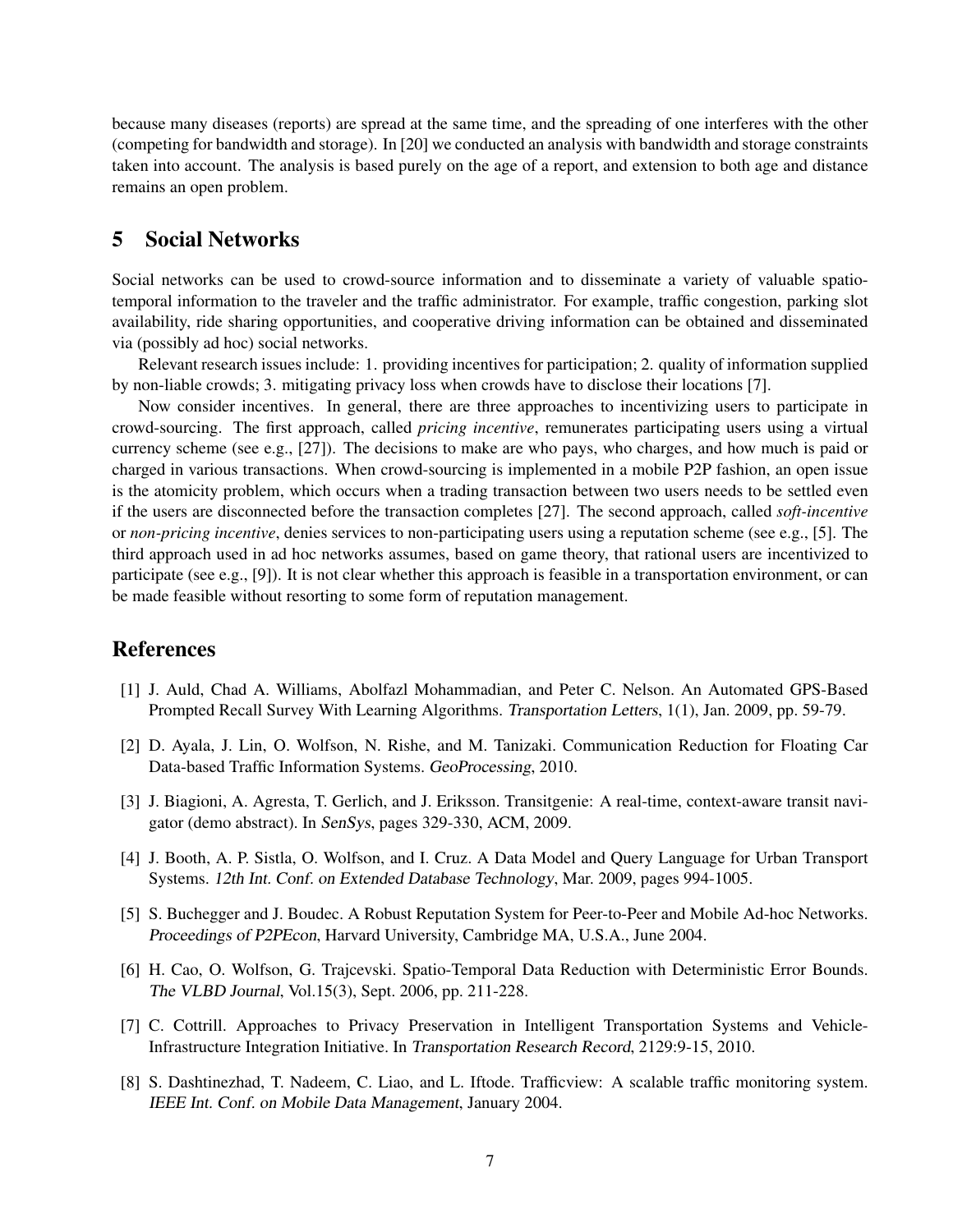because many diseases (reports) are spread at the same time, and the spreading of one interferes with the other (competing for bandwidth and storage). In [20] we conducted an analysis with bandwidth and storage constraints taken into account. The analysis is based purely on the age of a report, and extension to both age and distance remains an open problem.

## 5 Social Networks

Social networks can be used to crowd-source information and to disseminate a variety of valuable spatio-temporal information to the traveler and the traffic administrator. For example, traffic congestion, parking slot availability, ride sharing opportunities, and cooperative driving information can be obtained and disseminated via (possibly ad hoc) social networks.

Relevant research issues include: 1. providing incentives for participation; 2. quality of information supplied by non-liable crowds; 3. mitigating privacy loss when crowds have to disclose their locations [7].

Now consider incentives. In general, there are three approaches to incentivizing users to participate in crowd-sourcing. The first approach, called *pricing incentive*, remunerates participating users using a virtual currency scheme (see e.g., [27]). The decisions to make are who pays, who charges, and how much is paid or charged in various transactions. When crowd-sourcing is implemented in a mobile P2P fashion, an open issue is the atomicity problem, which occurs when a trading transaction between two users needs to be settled even if the users are disconnected before the transaction completes [27]. The second approach, called *soft-incentive* or *non-pricing incentive*, denies services to non-participating users using a reputation scheme (see e.g., [5]. The third approach used in ad hoc networks assumes, based on game theory, that rational users are incentivized to participate (see e.g., [9]). It is not clear whether this approach is feasible in a transportation environment, or can be made feasible without resorting to some form of reputation management.

# References

[1] J. Auld, Chad A. Williams, Abolfazl Mohammadian, and Peter C. Nelson. An Automated GPS-Based Prompted Recall Survey With Learning Algorithms. *Transportation Letters*, 1(1), Jan. 2009, pp. 59-79.

[2] D. Ayala, J. Lin, O. Wolfson, N. Rishe, and M. Tanizaki. Communication Reduction for Floating Car Data-based Traffic Information Systems. *GeoProcessing*, 2010.

[3] J. Biagioni, A. Agresta, T. Gerlich, and J. Eriksson. Transitgenie: A real-time, context-aware transit navigator (demo abstract). In *SenSys*, pages 329-330, ACM, 2009.

[4] J. Booth, A. P. Sistla, O. Wolfson, and I. Cruz. A Data Model and Query Language for Urban Transport Systems. *12th Int. Conf. on Extended Database Technology*, Mar. 2009, pages 994-1005.

[5] S. Buchegger and J. Boudec. A Robust Reputation System for Peer-to-Peer and Mobile Ad-hoc Networks. *Proceedings of P2PEcon*, Harvard University, Cambridge MA, U.S.A., June 2004.

[6] H. Cao, O. Wolfson, G. Trajcevski. Spatio-Temporal Data Reduction with Deterministic Error Bounds. *The VLBD Journal*, Vol.15(3), Sept. 2006, pp. 211-228.

[7] C. Cottrill. Approaches to Privacy Preservation in Intelligent Transportation Systems and Vehicle-Infrastructure Integration Initiative. In *Transportation Research Record*, 2129:9-15, 2010.

[8] S. Dashtinezhad, T. Nadeem, C. Liao, and L. Iftode. Trafficview: A scalable traffic monitoring system. *IEEE Int. Conf. on Mobile Data Management*, January 2004.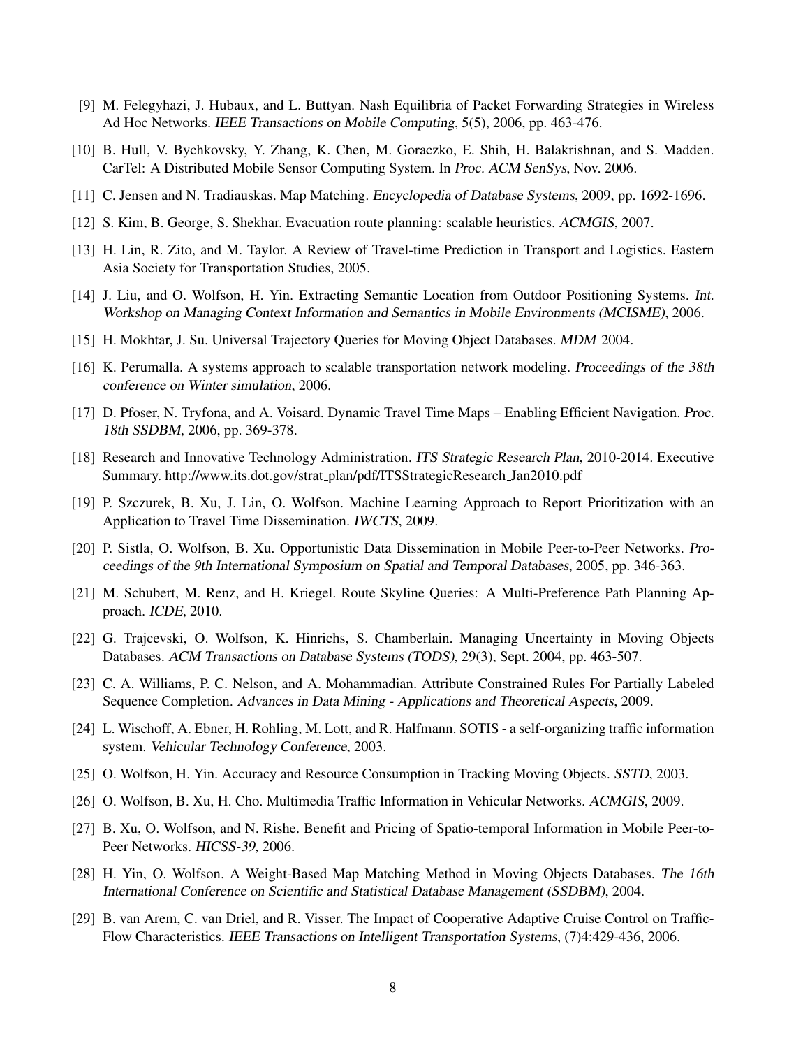[9] M. Felegyhazi, J. Hubaux, and L. Buttyan. Nash Equilibria of Packet Forwarding Strategies in Wireless Ad Hoc Networks. *IEEE Transactions on Mobile Computing*, 5(5), 2006, pp. 463-476.

[10] B. Hull, V. Bychkovsky, Y. Zhang, K. Chen, M. Goraczko, E. Shih, H. Balakrishnan, and S. Madden. CarTel: A Distributed Mobile Sensor Computing System. In *Proc. ACM SenSys*, Nov. 2006.

[11] C. Jensen and N. Tradiauskas. Map Matching. *Encyclopedia of Database Systems*, 2009, pp. 1692-1696.

[12] S. Kim, B. George, S. Shekhar. Evacuation route planning: scalable heuristics. *ACMGIS*, 2007.

[13] H. Lin, R. Zito, and M. Taylor. A Review of Travel-time Prediction in Transport and Logistics. Eastern Asia Society for Transportation Studies, 2005.

[14] J. Liu, and O. Wolfson, H. Yin. Extracting Semantic Location from Outdoor Positioning Systems. *Int. Workshop on Managing Context Information and Semantics in Mobile Environments (MCISME)*, 2006.

[15] H. Mokhtar, J. Su. Universal Trajectory Queries for Moving Object Databases. *MDM* 2004.

[16] K. Perumalla. A systems approach to scalable transportation network modeling. *Proceedings of the 38th conference on Winter simulation*, 2006.

[17] D. Pfoser, N. Tryfona, and A. Voisard. Dynamic Travel Time Maps – Enabling Efficient Navigation. *Proc. 18th SSDBM*, 2006, pp. 369-378.

[18] Research and Innovative Technology Administration. *ITS Strategic Research Plan*, 2010-2014. Executive Summary. http://www.its.dot.gov/strat_plan/pdf/ITSStrategicResearch_Jan2010.pdf

[19] P. Szczurek, B. Xu, J. Lin, O. Wolfson. Machine Learning Approach to Report Prioritization with an Application to Travel Time Dissemination. *IWCTS*, 2009.

[20] P. Sistla, O. Wolfson, B. Xu. Opportunistic Data Dissemination in Mobile Peer-to-Peer Networks. *Proceedings of the 9th International Symposium on Spatial and Temporal Databases*, 2005, pp. 346-363.

[21] M. Schubert, M. Renz, and H. Kriegel. Route Skyline Queries: A Multi-Preference Path Planning Approach. *ICDE*, 2010.

[22] G. Trajcevski, O. Wolfson, K. Hinrichs, S. Chamberlain. Managing Uncertainty in Moving Objects Databases. *ACM Transactions on Database Systems (TODS)*, 29(3), Sept. 2004, pp. 463-507.

[23] C. A. Williams, P. C. Nelson, and A. Mohammadian. Attribute Constrained Rules For Partially Labeled Sequence Completion. *Advances in Data Mining - Applications and Theoretical Aspects*, 2009.

[24] L. Wischoff, A. Ebner, H. Rohling, M. Lott, and R. Halfmann. SOTIS - a self-organizing traffic information system. *Vehicular Technology Conference*, 2003.

[25] O. Wolfson, H. Yin. Accuracy and Resource Consumption in Tracking Moving Objects. *SSTD*, 2003.

[26] O. Wolfson, B. Xu, H. Cho. Multimedia Traffic Information in Vehicular Networks. *ACMGIS*, 2009.

[27] B. Xu, O. Wolfson, and N. Rishe. Benefit and Pricing of Spatio-temporal Information in Mobile Peer-to-Peer Networks. *HICSS-39*, 2006.

[28] H. Yin, O. Wolfson. A Weight-Based Map Matching Method in Moving Objects Databases. *The 16th International Conference on Scientific and Statistical Database Management (SSDBM)*, 2004.

[29] B. van Arem, C. van Driel, and R. Visser. The Impact of Cooperative Adaptive Cruise Control on Traffic-Flow Characteristics. *IEEE Transactions on Intelligent Transportation Systems*, (7)4:429-436, 2006.